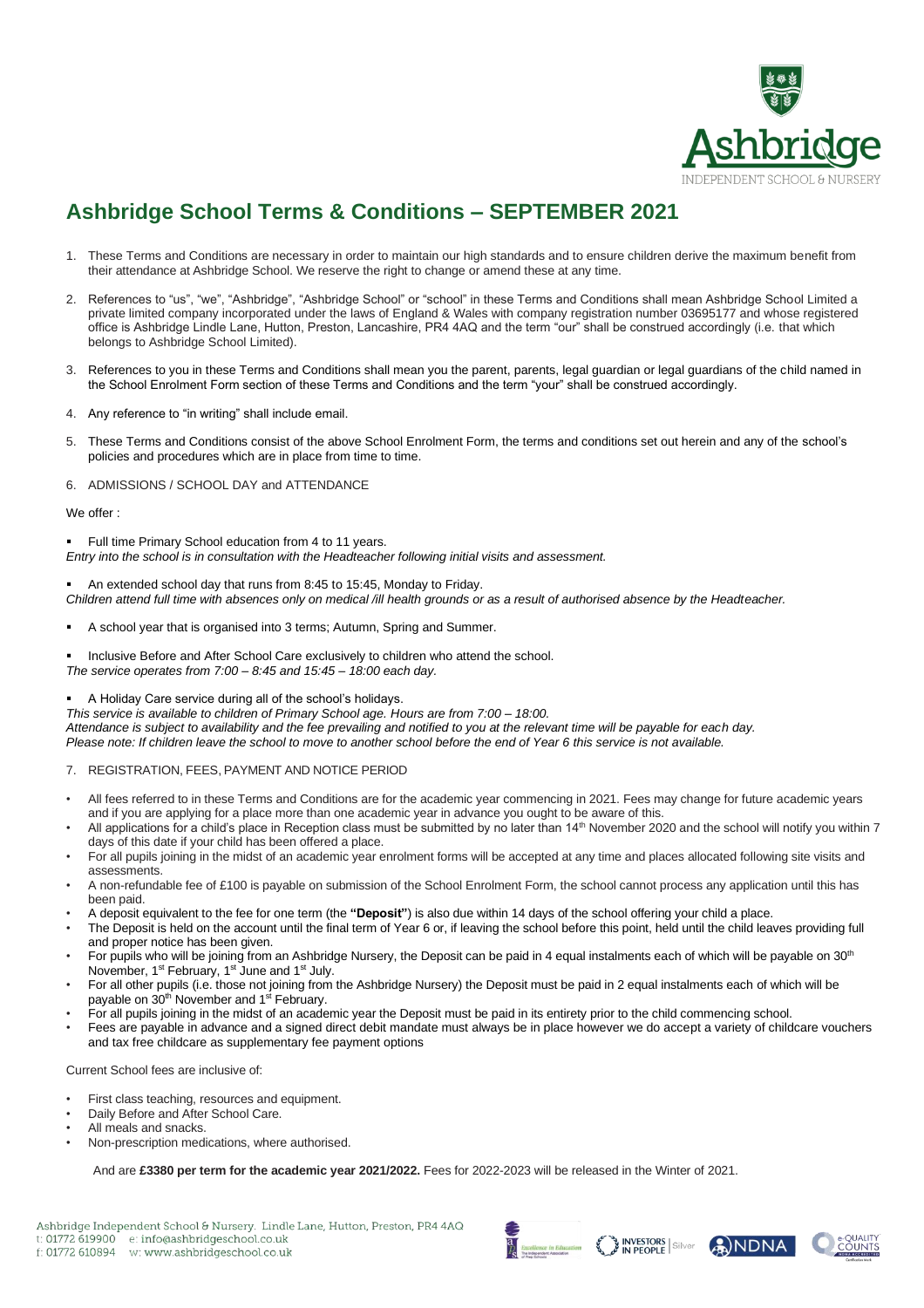# Ashbridge School Terms & Conditions – SEPTEMBER 2021

1. These Terms and Conditions are necessary in order to maintain our high standards and to ensure children derive the maximum benefit from their attendance at Ashbridge School. We reserve the right to change or amend these at any time.

2. References to "us", "we", "Ashbridge", "Ashbridge School" or "school" in these Terms and Conditions shall mean Ashbridge School Limited a private limited company incorporated under the laws of England & Wales with company registration number 03695177 and whose registered office is Ashbridge Lindle Lane, Hutton, Preston, Lancashire, PR4 4AQ and the term "our" shall be construed accordingly (i.e. that which belongs to Ashbridge School Limited).

3. References to you in these Terms and Conditions shall mean you the parent, parents, legal guardian or legal guardians of the child named in the School Enrolment Form section of these Terms and Conditions and the term "your" shall be construed accordingly.

4. Any reference to "in writing" shall include email.

5. These Terms and Conditions consist of the above School Enrolment Form, the terms and conditions set out herein and any of the school's policies and procedures which are in place from time to time.

6. ADMISSIONS / SCHOOL DAY and ATTENDANCE

We offer :

- Full time Primary School education from 4 to 11 years.

*Entry into the school is in consultation with the Headteacher following initial visits and assessment.*

- An extended school day that runs from 8:45 to 15:45, Monday to Friday.

*Children attend full time with absences only on medical /ill health grounds or as a result of authorised absence by the Headteacher.*

- A school year that is organised into 3 terms; Autumn, Spring and Summer.

- Inclusive Before and After School Care exclusively to children who attend the school.

*The service operates from 7:00 – 8:45 and 15:45 – 18:00 each day.*

- A Holiday Care service during all of the school's holidays.

*This service is available to children of Primary School age. Hours are from 7:00 – 18:00.*
*Attendance is subject to availability and the fee prevailing and notified to you at the relevant time will be payable for each day.*
*Please note: If children leave the school to move to another school before the end of Year 6 this service is not available.*

7. REGISTRATION, FEES, PAYMENT AND NOTICE PERIOD

- All fees referred to in these Terms and Conditions are for the academic year commencing in 2021. Fees may change for future academic years and if you are applying for a place more than one academic year in advance you ought to be aware of this.
- All applications for a child's place in Reception class must be submitted by no later than 14th November 2020 and the school will notify you within 7 days of this date if your child has been offered a place.
- For all pupils joining in the midst of an academic year enrolment forms will be accepted at any time and places allocated following site visits and assessments.
- A non-refundable fee of £100 is payable on submission of the School Enrolment Form, the school cannot process any application until this has been paid.
- A deposit equivalent to the fee for one term (the **"Deposit"**) is also due within 14 days of the school offering your child a place.
- The Deposit is held on the account until the final term of Year 6 or, if leaving the school before this point, held until the child leaves providing full and proper notice has been given.
- For pupils who will be joining from an Ashbridge Nursery, the Deposit can be paid in 4 equal instalments each of which will be payable on 30th November, 1st February, 1st June and 1st July.
- For all other pupils (i.e. those not joining from the Ashbridge Nursery) the Deposit must be paid in 2 equal instalments each of which will be payable on 30th November and 1st February.
- For all pupils joining in the midst of an academic year the Deposit must be paid in its entirety prior to the child commencing school.
- Fees are payable in advance and a signed direct debit mandate must always be in place however we do accept a variety of childcare vouchers and tax free childcare as supplementary fee payment options

Current School fees are inclusive of:

- First class teaching, resources and equipment.
- Daily Before and After School Care.
- All meals and snacks.
- Non-prescription medications, where authorised.

And are **£3380 per term for the academic year 2021/2022.** Fees for 2022-2023 will be released in the Winter of 2021.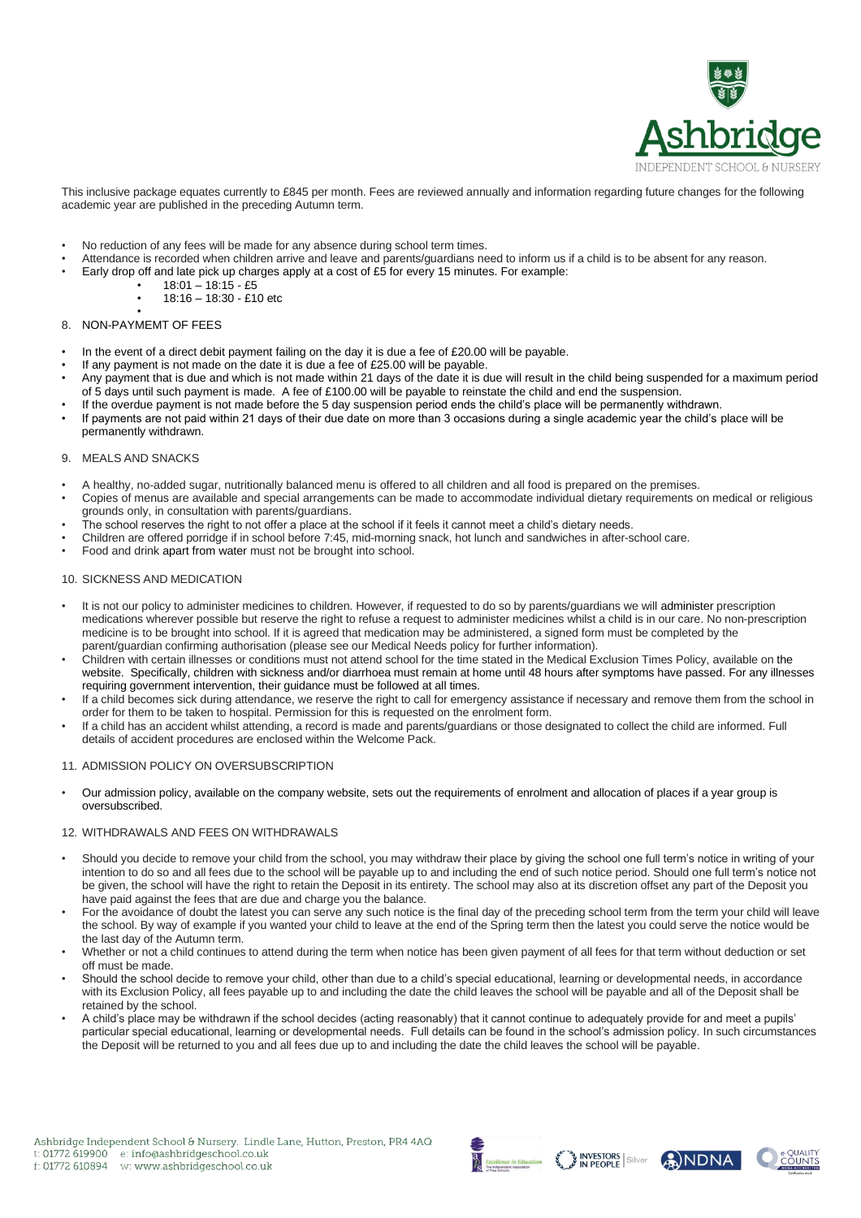This inclusive package equates currently to £845 per month. Fees are reviewed annually and information regarding future changes for the following academic year are published in the preceding Autumn term.

- No reduction of any fees will be made for any absence during school term times.
- Attendance is recorded when children arrive and leave and parents/guardians need to inform us if a child is to be absent for any reason.
- Early drop off and late pick up charges apply at a cost of £5 for every 15 minutes. For example:
  - 18:01 – 18:15 - £5
  - 18:16 – 18:30 - £10 etc

## 8. NON-PAYMEMT OF FEES

- In the event of a direct debit payment failing on the day it is due a fee of £20.00 will be payable.
- If any payment is not made on the date it is due a fee of £25.00 will be payable.
- Any payment that is due and which is not made within 21 days of the date it is due will result in the child being suspended for a maximum period of 5 days until such payment is made. A fee of £100.00 will be payable to reinstate the child and end the suspension.
- If the overdue payment is not made before the 5 day suspension period ends the child's place will be permanently withdrawn.
- If payments are not paid within 21 days of their due date on more than 3 occasions during a single academic year the child's place will be permanently withdrawn.

## 9. MEALS AND SNACKS

- A healthy, no-added sugar, nutritionally balanced menu is offered to all children and all food is prepared on the premises.
- Copies of menus are available and special arrangements can be made to accommodate individual dietary requirements on medical or religious grounds only, in consultation with parents/guardians.
- The school reserves the right to not offer a place at the school if it feels it cannot meet a child's dietary needs.
- Children are offered porridge if in school before 7:45, mid-morning snack, hot lunch and sandwiches in after-school care.
- Food and drink apart from water must not be brought into school.

## 10. SICKNESS AND MEDICATION

- It is not our policy to administer medicines to children. However, if requested to do so by parents/guardians we will administer prescription medications wherever possible but reserve the right to refuse a request to administer medicines whilst a child is in our care. No non-prescription medicine is to be brought into school. If it is agreed that medication may be administered, a signed form must be completed by the parent/guardian confirming authorisation (please see our Medical Needs policy for further information).
- Children with certain illnesses or conditions must not attend school for the time stated in the Medical Exclusion Times Policy, available on the website. Specifically, children with sickness and/or diarrhoea must remain at home until 48 hours after symptoms have passed. For any illnesses requiring government intervention, their guidance must be followed at all times.
- If a child becomes sick during attendance, we reserve the right to call for emergency assistance if necessary and remove them from the school in order for them to be taken to hospital. Permission for this is requested on the enrolment form.
- If a child has an accident whilst attending, a record is made and parents/guardians or those designated to collect the child are informed. Full details of accident procedures are enclosed within the Welcome Pack.

## 11. ADMISSION POLICY ON OVERSUBSCRIPTION

- Our admission policy, available on the company website, sets out the requirements of enrolment and allocation of places if a year group is oversubscribed.

## 12. WITHDRAWALS AND FEES ON WITHDRAWALS

- Should you decide to remove your child from the school, you may withdraw their place by giving the school one full term's notice in writing of your intention to do so and all fees due to the school will be payable up to and including the end of such notice period. Should one full term's notice not be given, the school will have the right to retain the Deposit in its entirety. The school may also at its discretion offset any part of the Deposit you have paid against the fees that are due and charge you the balance.
- For the avoidance of doubt the latest you can serve any such notice is the final day of the preceding school term from the term your child will leave the school. By way of example if you wanted your child to leave at the end of the Spring term then the latest you could serve the notice would be the last day of the Autumn term.
- Whether or not a child continues to attend during the term when notice has been given payment of all fees for that term without deduction or set off must be made.
- Should the school decide to remove your child, other than due to a child's special educational, learning or developmental needs, in accordance with its Exclusion Policy, all fees payable up to and including the date the child leaves the school will be payable and all of the Deposit shall be retained by the school.
- A child's place may be withdrawn if the school decides (acting reasonably) that it cannot continue to adequately provide for and meet a pupils' particular special educational, learning or developmental needs. Full details can be found in the school's admission policy. In such circumstances the Deposit will be returned to you and all fees due up to and including the date the child leaves the school will be payable.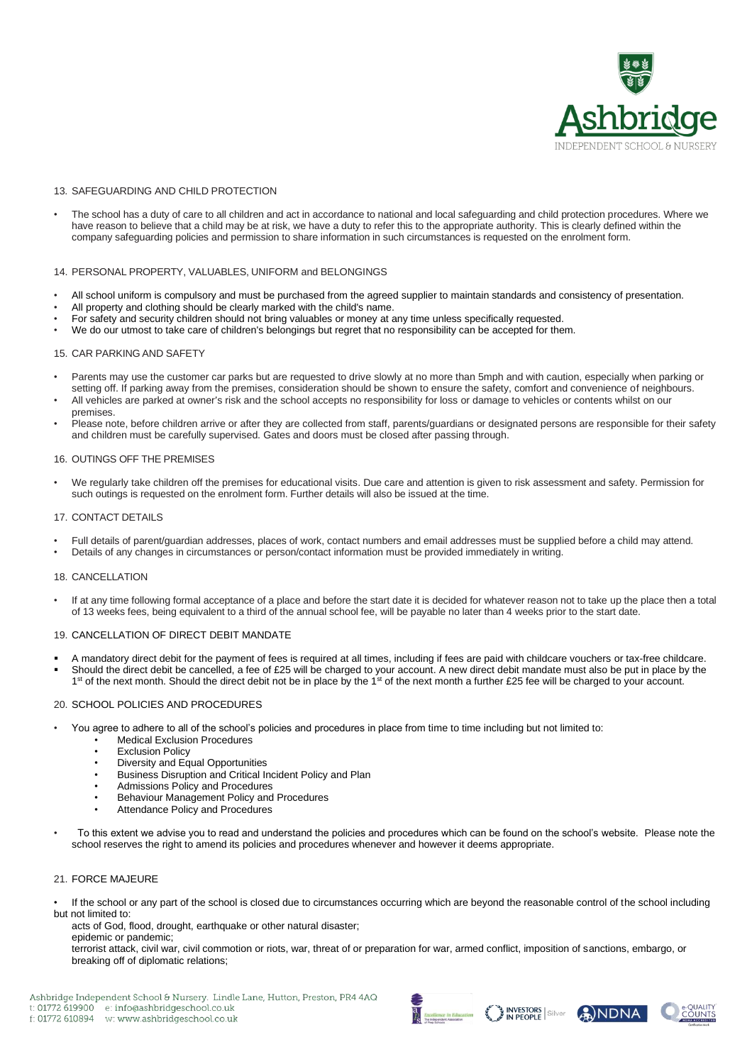## 13. SAFEGUARDING AND CHILD PROTECTION

- The school has a duty of care to all children and act in accordance to national and local safeguarding and child protection procedures. Where we have reason to believe that a child may be at risk, we have a duty to refer this to the appropriate authority. This is clearly defined within the company safeguarding policies and permission to share information in such circumstances is requested on the enrolment form.

## 14. PERSONAL PROPERTY, VALUABLES, UNIFORM and BELONGINGS

- All school uniform is compulsory and must be purchased from the agreed supplier to maintain standards and consistency of presentation.
- All property and clothing should be clearly marked with the child's name.
- For safety and security children should not bring valuables or money at any time unless specifically requested.
- We do our utmost to take care of children's belongings but regret that no responsibility can be accepted for them.

## 15. CAR PARKING AND SAFETY

- Parents may use the customer car parks but are requested to drive slowly at no more than 5mph and with caution, especially when parking or setting off. If parking away from the premises, consideration should be shown to ensure the safety, comfort and convenience of neighbours.
- All vehicles are parked at owner's risk and the school accepts no responsibility for loss or damage to vehicles or contents whilst on our premises.
- Please note, before children arrive or after they are collected from staff, parents/guardians or designated persons are responsible for their safety and children must be carefully supervised. Gates and doors must be closed after passing through.

## 16. OUTINGS OFF THE PREMISES

- We regularly take children off the premises for educational visits. Due care and attention is given to risk assessment and safety. Permission for such outings is requested on the enrolment form. Further details will also be issued at the time.

## 17. CONTACT DETAILS

- Full details of parent/guardian addresses, places of work, contact numbers and email addresses must be supplied before a child may attend.
- Details of any changes in circumstances or person/contact information must be provided immediately in writing.

## 18. CANCELLATION

- If at any time following formal acceptance of a place and before the start date it is decided for whatever reason not to take up the place then a total of 13 weeks fees, being equivalent to a third of the annual school fee, will be payable no later than 4 weeks prior to the start date.

## 19. CANCELLATION OF DIRECT DEBIT MANDATE

- A mandatory direct debit for the payment of fees is required at all times, including if fees are paid with childcare vouchers or tax-free childcare.
- Should the direct debit be cancelled, a fee of £25 will be charged to your account. A new direct debit mandate must also be put in place by the 1st of the next month. Should the direct debit not be in place by the 1st of the next month a further £25 fee will be charged to your account.

## 20. SCHOOL POLICIES AND PROCEDURES

- You agree to adhere to all of the school's policies and procedures in place from time to time including but not limited to:
  - Medical Exclusion Procedures
  - Exclusion Policy
  - Diversity and Equal Opportunities
  - Business Disruption and Critical Incident Policy and Plan
  - Admissions Policy and Procedures
  - Behaviour Management Policy and Procedures
  - Attendance Policy and Procedures
- To this extent we advise you to read and understand the policies and procedures which can be found on the school's website. Please note the school reserves the right to amend its policies and procedures whenever and however it deems appropriate.

## 21. FORCE MAJEURE

- If the school or any part of the school is closed due to circumstances occurring which are beyond the reasonable control of the school including but not limited to:

  acts of God, flood, drought, earthquake or other natural disaster;

  epidemic or pandemic;

  terrorist attack, civil war, civil commotion or riots, war, threat of or preparation for war, armed conflict, imposition of sanctions, embargo, or breaking off of diplomatic relations;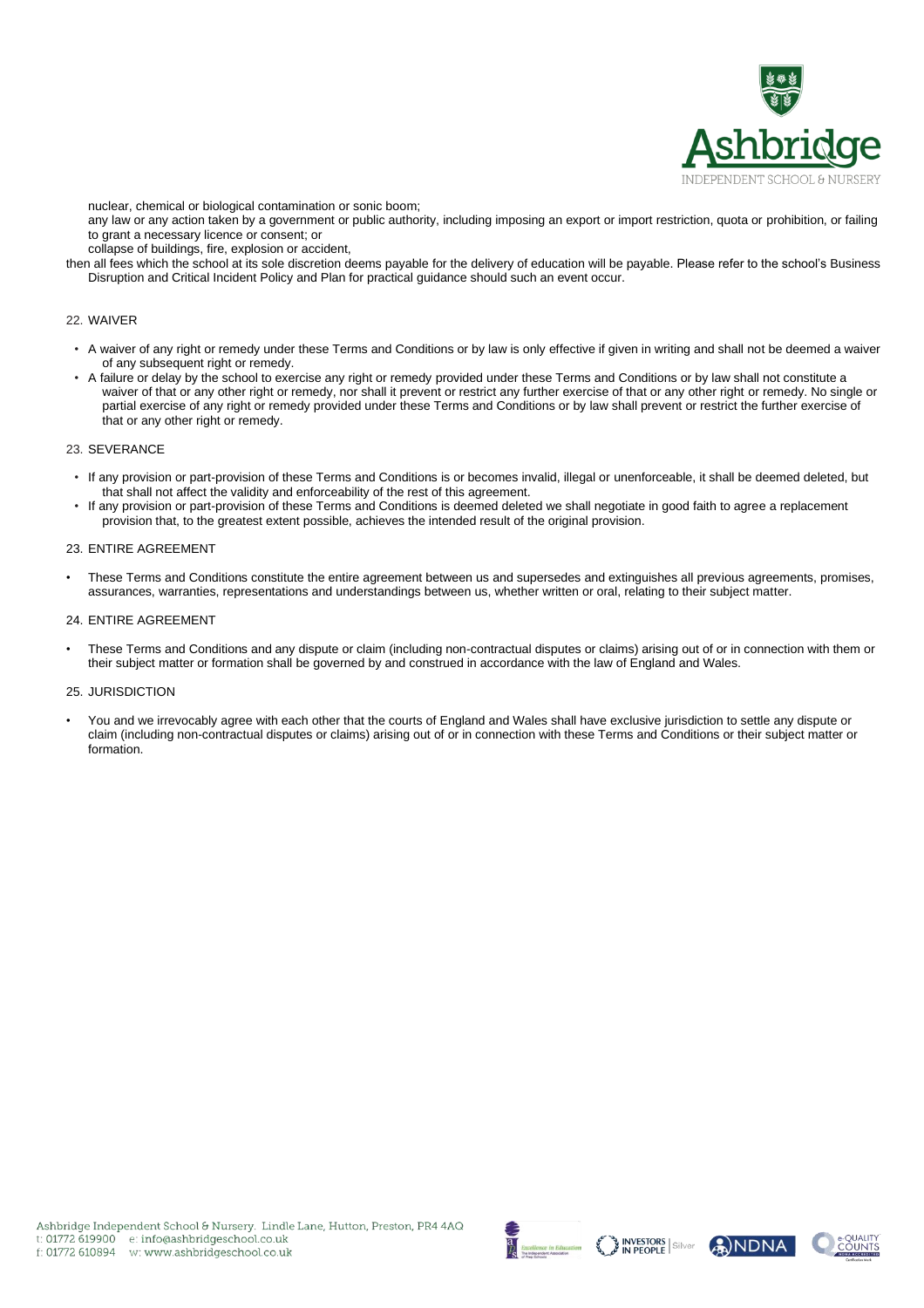nuclear, chemical or biological contamination or sonic boom;

any law or any action taken by a government or public authority, including imposing an export or import restriction, quota or prohibition, or failing to grant a necessary licence or consent; or

collapse of buildings, fire, explosion or accident,

then all fees which the school at its sole discretion deems payable for the delivery of education will be payable. Please refer to the school's Business Disruption and Critical Incident Policy and Plan for practical guidance should such an event occur.

22. WAIVER

- A waiver of any right or remedy under these Terms and Conditions or by law is only effective if given in writing and shall not be deemed a waiver of any subsequent right or remedy.
- A failure or delay by the school to exercise any right or remedy provided under these Terms and Conditions or by law shall not constitute a waiver of that or any other right or remedy, nor shall it prevent or restrict any further exercise of that or any other right or remedy. No single or partial exercise of any right or remedy provided under these Terms and Conditions or by law shall prevent or restrict the further exercise of that or any other right or remedy.

23. SEVERANCE

- If any provision or part-provision of these Terms and Conditions is or becomes invalid, illegal or unenforceable, it shall be deemed deleted, but that shall not affect the validity and enforceability of the rest of this agreement.
- If any provision or part-provision of these Terms and Conditions is deemed deleted we shall negotiate in good faith to agree a replacement provision that, to the greatest extent possible, achieves the intended result of the original provision.

23. ENTIRE AGREEMENT

- These Terms and Conditions constitute the entire agreement between us and supersedes and extinguishes all previous agreements, promises, assurances, warranties, representations and understandings between us, whether written or oral, relating to their subject matter.

24. ENTIRE AGREEMENT

- These Terms and Conditions and any dispute or claim (including non-contractual disputes or claims) arising out of or in connection with them or their subject matter or formation shall be governed by and construed in accordance with the law of England and Wales.

25. JURISDICTION

- You and we irrevocably agree with each other that the courts of England and Wales shall have exclusive jurisdiction to settle any dispute or claim (including non-contractual disputes or claims) arising out of or in connection with these Terms and Conditions or their subject matter or formation.